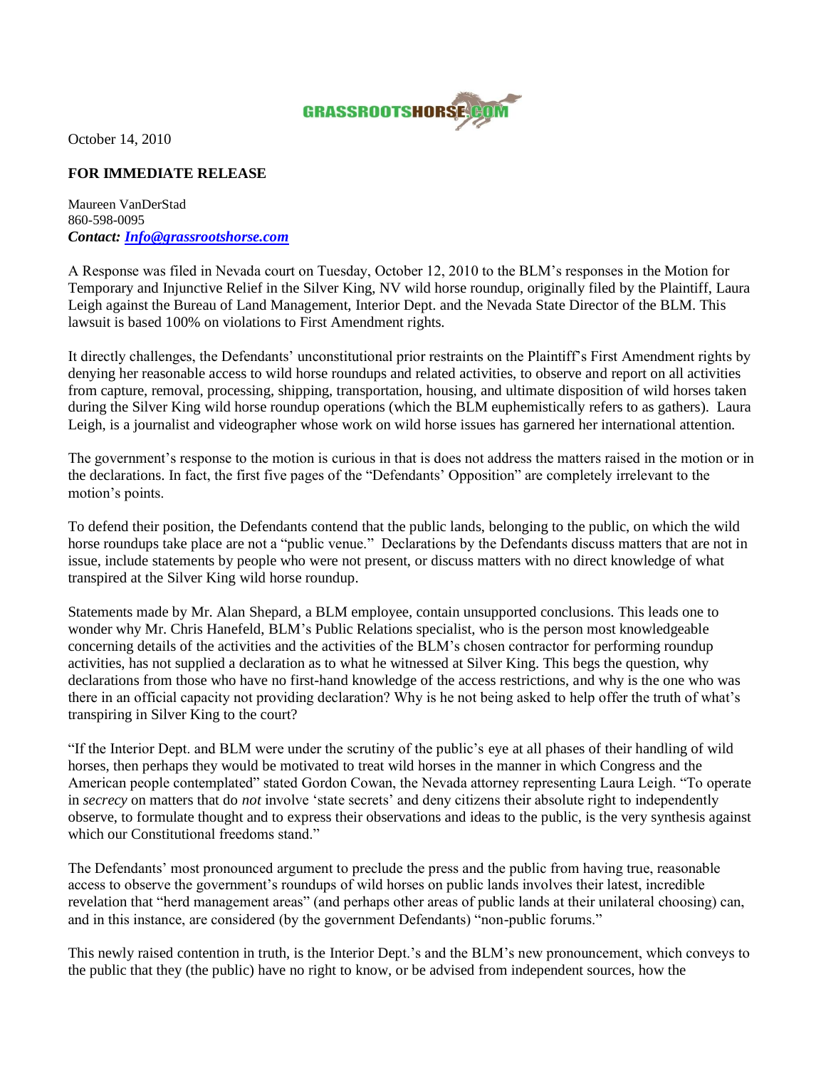GRASSROOTSHORSE.COM

October 14, 2010

**FOR IMMEDIATE RELEASE**

Maureen VanDerStad
860-598-0095
***Contact: [Info@grassrootshorse.com](mailto:Info@grassrootshorse.com)***

A Response was filed in Nevada court on Tuesday, October 12, 2010 to the BLM's responses in the Motion for Temporary and Injunctive Relief in the Silver King, NV wild horse roundup, originally filed by the Plaintiff, Laura Leigh against the Bureau of Land Management, Interior Dept. and the Nevada State Director of the BLM. This lawsuit is based 100% on violations to First Amendment rights.

It directly challenges, the Defendants' unconstitutional prior restraints on the Plaintiff's First Amendment rights by denying her reasonable access to wild horse roundups and related activities, to observe and report on all activities from capture, removal, processing, shipping, transportation, housing, and ultimate disposition of wild horses taken during the Silver King wild horse roundup operations (which the BLM euphemistically refers to as gathers). Laura Leigh, is a journalist and videographer whose work on wild horse issues has garnered her international attention.

The government's response to the motion is curious in that is does not address the matters raised in the motion or in the declarations. In fact, the first five pages of the "Defendants' Opposition" are completely irrelevant to the motion's points.

To defend their position, the Defendants contend that the public lands, belonging to the public, on which the wild horse roundups take place are not a "public venue." Declarations by the Defendants discuss matters that are not in issue, include statements by people who were not present, or discuss matters with no direct knowledge of what transpired at the Silver King wild horse roundup.

Statements made by Mr. Alan Shepard, a BLM employee, contain unsupported conclusions. This leads one to wonder why Mr. Chris Hanefeld, BLM's Public Relations specialist, who is the person most knowledgeable concerning details of the activities and the activities of the BLM's chosen contractor for performing roundup activities, has not supplied a declaration as to what he witnessed at Silver King. This begs the question, why declarations from those who have no first-hand knowledge of the access restrictions, and why is the one who was there in an official capacity not providing declaration? Why is he not being asked to help offer the truth of what's transpiring in Silver King to the court?

"If the Interior Dept. and BLM were under the scrutiny of the public's eye at all phases of their handling of wild horses, then perhaps they would be motivated to treat wild horses in the manner in which Congress and the American people contemplated" stated Gordon Cowan, the Nevada attorney representing Laura Leigh. "To operate in *secrecy* on matters that do *not* involve 'state secrets' and deny citizens their absolute right to independently observe, to formulate thought and to express their observations and ideas to the public, is the very synthesis against which our Constitutional freedoms stand."

The Defendants' most pronounced argument to preclude the press and the public from having true, reasonable access to observe the government's roundups of wild horses on public lands involves their latest, incredible revelation that "herd management areas" (and perhaps other areas of public lands at their unilateral choosing) can, and in this instance, are considered (by the government Defendants) "non-public forums."

This newly raised contention in truth, is the Interior Dept.'s and the BLM's new pronouncement, which conveys to the public that they (the public) have no right to know, or be advised from independent sources, how the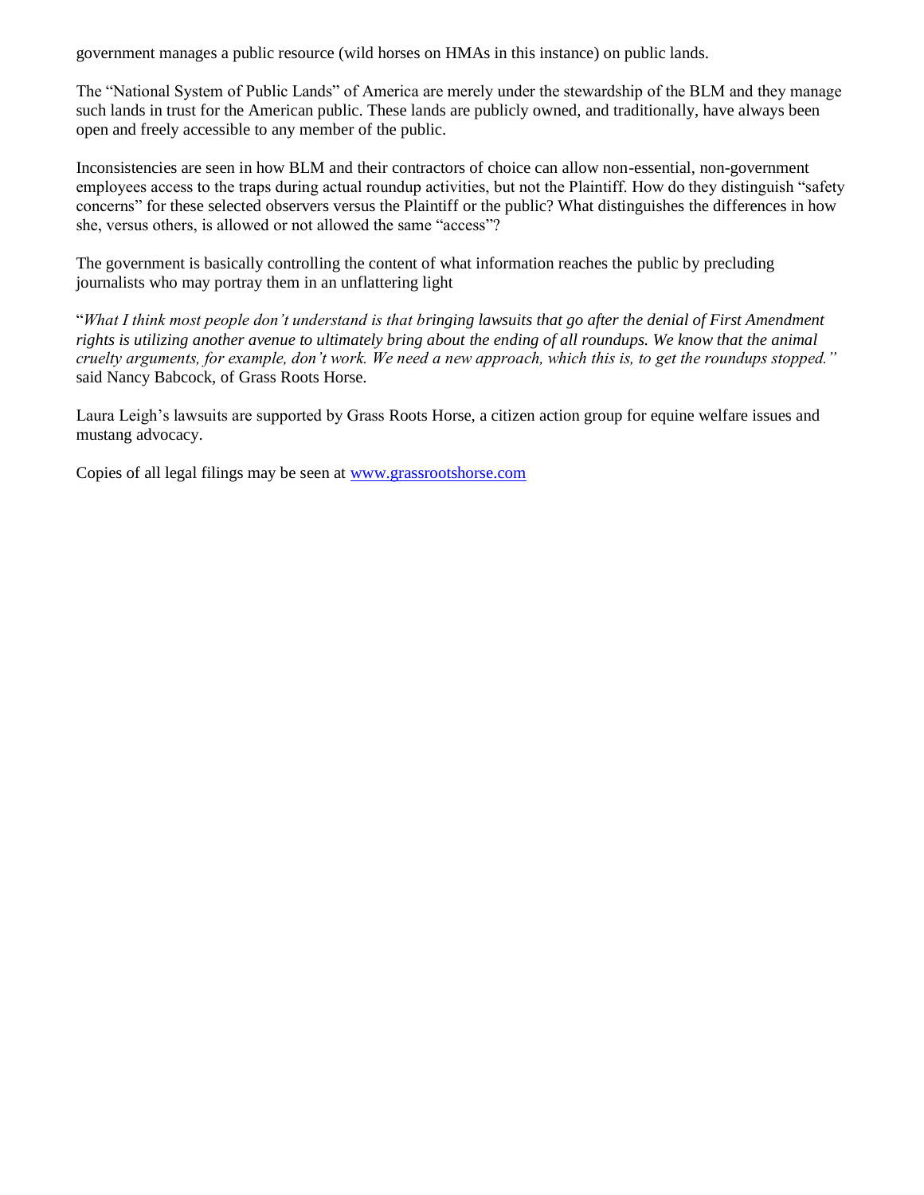government manages a public resource (wild horses on HMAs in this instance) on public lands.

The "National System of Public Lands" of America are merely under the stewardship of the BLM and they manage such lands in trust for the American public. These lands are publicly owned, and traditionally, have always been open and freely accessible to any member of the public.

Inconsistencies are seen in how BLM and their contractors of choice can allow non-essential, non-government employees access to the traps during actual roundup activities, but not the Plaintiff. How do they distinguish "safety concerns" for these selected observers versus the Plaintiff or the public? What distinguishes the differences in how she, versus others, is allowed or not allowed the same "access"?

The government is basically controlling the content of what information reaches the public by precluding journalists who may portray them in an unflattering light

"*What I think most people don't understand is that bringing lawsuits that go after the denial of First Amendment rights is utilizing another avenue to ultimately bring about the ending of all roundups. We know that the animal cruelty arguments, for example, don't work. We need a new approach, which this is, to get the roundups stopped.*" said Nancy Babcock, of Grass Roots Horse.

Laura Leigh's lawsuits are supported by Grass Roots Horse, a citizen action group for equine welfare issues and mustang advocacy.

Copies of all legal filings may be seen at [www.grassrootshorse.com](http://www.grassrootshorse.com)